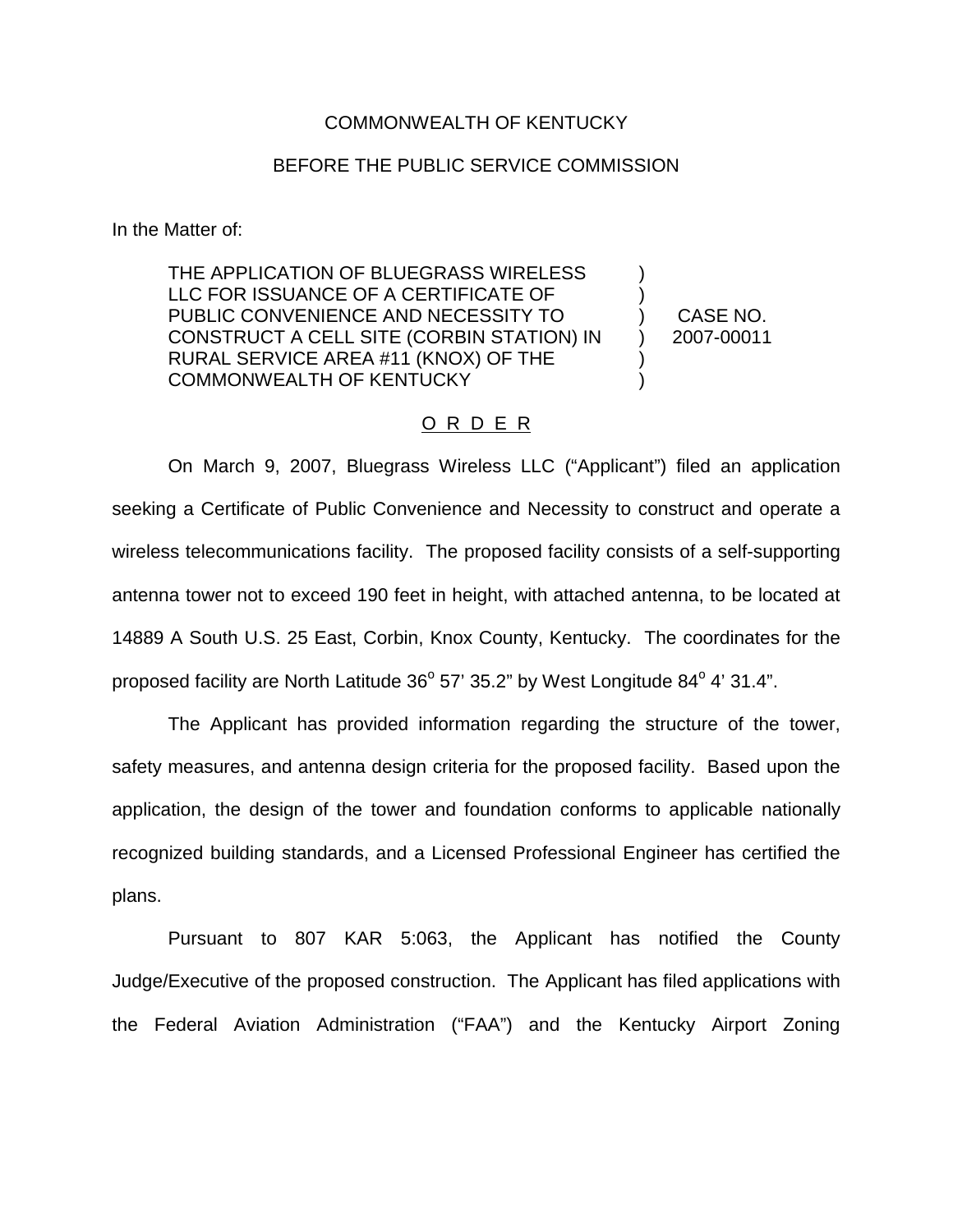COMMONWEALTH OF KENTUCKY

BEFORE THE PUBLIC SERVICE COMMISSION

In the Matter of:

| | | |
|---|---|---|
| THE APPLICATION OF BLUEGRASS WIRELESS LLC FOR ISSUANCE OF A CERTIFICATE OF PUBLIC CONVENIENCE AND NECESSITY TO CONSTRUCT A CELL SITE (CORBIN STATION) IN RURAL SERVICE AREA #11 (KNOX) OF THE COMMONWEALTH OF KENTUCKY | ) ) ) ) ) ) | CASE NO. 2007-00011 |

O R D E R

On March 9, 2007, Bluegrass Wireless LLC ("Applicant") filed an application seeking a Certificate of Public Convenience and Necessity to construct and operate a wireless telecommunications facility. The proposed facility consists of a self-supporting antenna tower not to exceed 190 feet in height, with attached antenna, to be located at 14889 A South U.S. 25 East, Corbin, Knox County, Kentucky. The coordinates for the proposed facility are North Latitude 36° 57' 35.2" by West Longitude 84° 4' 31.4".

The Applicant has provided information regarding the structure of the tower, safety measures, and antenna design criteria for the proposed facility. Based upon the application, the design of the tower and foundation conforms to applicable nationally recognized building standards, and a Licensed Professional Engineer has certified the plans.

Pursuant to 807 KAR 5:063, the Applicant has notified the County Judge/Executive of the proposed construction. The Applicant has filed applications with the Federal Aviation Administration ("FAA") and the Kentucky Airport Zoning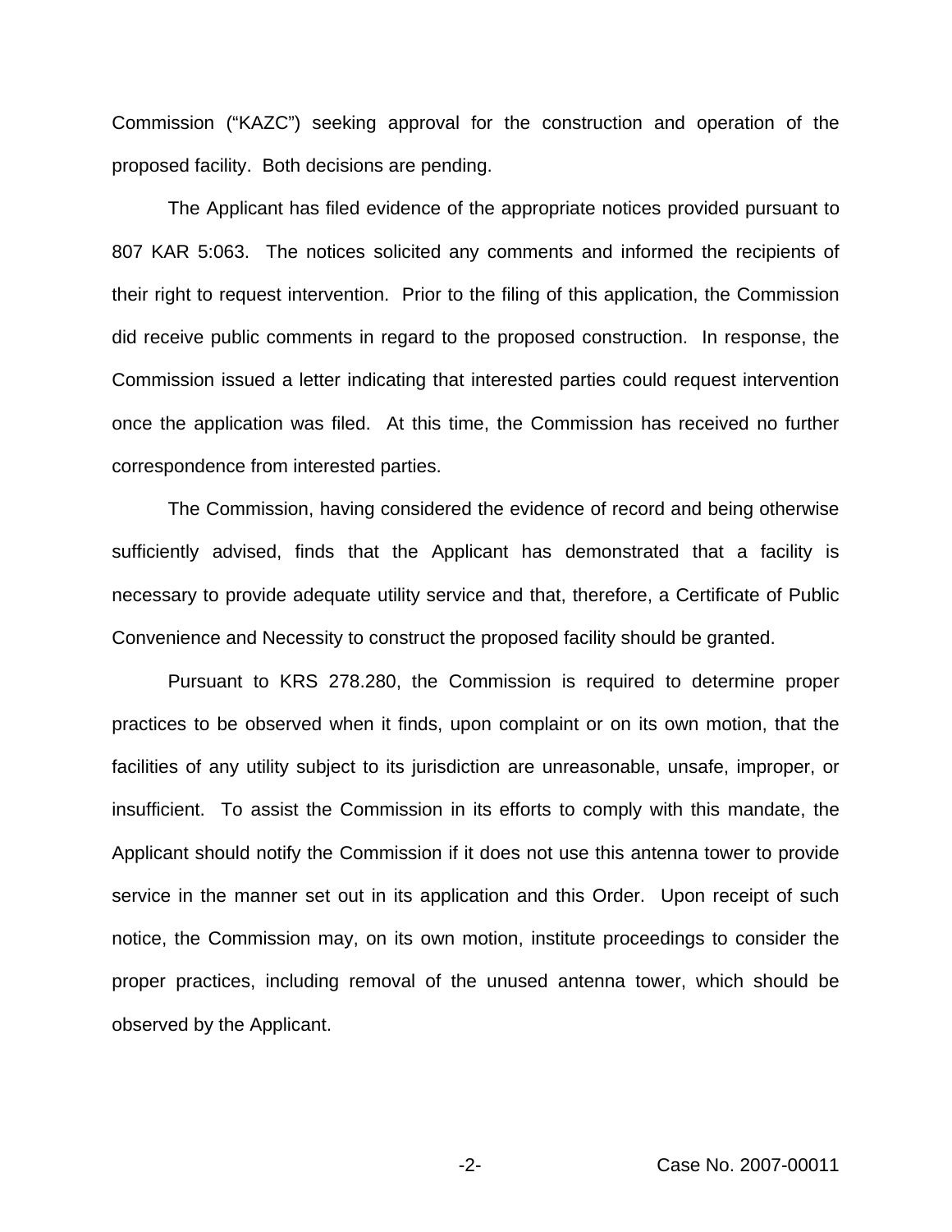Commission ("KAZC") seeking approval for the construction and operation of the proposed facility. Both decisions are pending.

The Applicant has filed evidence of the appropriate notices provided pursuant to 807 KAR 5:063. The notices solicited any comments and informed the recipients of their right to request intervention. Prior to the filing of this application, the Commission did receive public comments in regard to the proposed construction. In response, the Commission issued a letter indicating that interested parties could request intervention once the application was filed. At this time, the Commission has received no further correspondence from interested parties.

The Commission, having considered the evidence of record and being otherwise sufficiently advised, finds that the Applicant has demonstrated that a facility is necessary to provide adequate utility service and that, therefore, a Certificate of Public Convenience and Necessity to construct the proposed facility should be granted.

Pursuant to KRS 278.280, the Commission is required to determine proper practices to be observed when it finds, upon complaint or on its own motion, that the facilities of any utility subject to its jurisdiction are unreasonable, unsafe, improper, or insufficient. To assist the Commission in its efforts to comply with this mandate, the Applicant should notify the Commission if it does not use this antenna tower to provide service in the manner set out in its application and this Order. Upon receipt of such notice, the Commission may, on its own motion, institute proceedings to consider the proper practices, including removal of the unused antenna tower, which should be observed by the Applicant.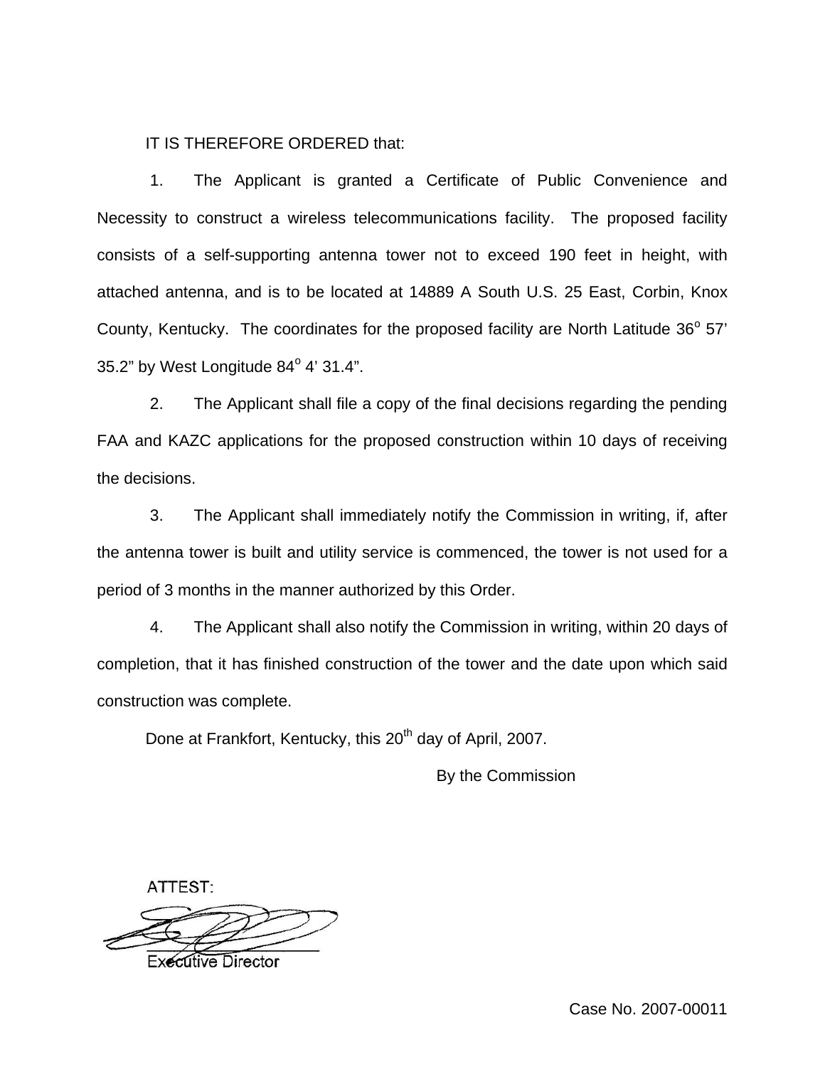IT IS THEREFORE ORDERED that:

1. The Applicant is granted a Certificate of Public Convenience and Necessity to construct a wireless telecommunications facility. The proposed facility consists of a self-supporting antenna tower not to exceed 190 feet in height, with attached antenna, and is to be located at 14889 A South U.S. 25 East, Corbin, Knox County, Kentucky. The coordinates for the proposed facility are North Latitude 36° 57' 35.2" by West Longitude 84° 4' 31.4".

2. The Applicant shall file a copy of the final decisions regarding the pending FAA and KAZC applications for the proposed construction within 10 days of receiving the decisions.

3. The Applicant shall immediately notify the Commission in writing, if, after the antenna tower is built and utility service is commenced, the tower is not used for a period of 3 months in the manner authorized by this Order.

4. The Applicant shall also notify the Commission in writing, within 20 days of completion, that it has finished construction of the tower and the date upon which said construction was complete.

Done at Frankfort, Kentucky, this 20th day of April, 2007.

By the Commission

ATTEST:

Executive Director

Case No. 2007-00011